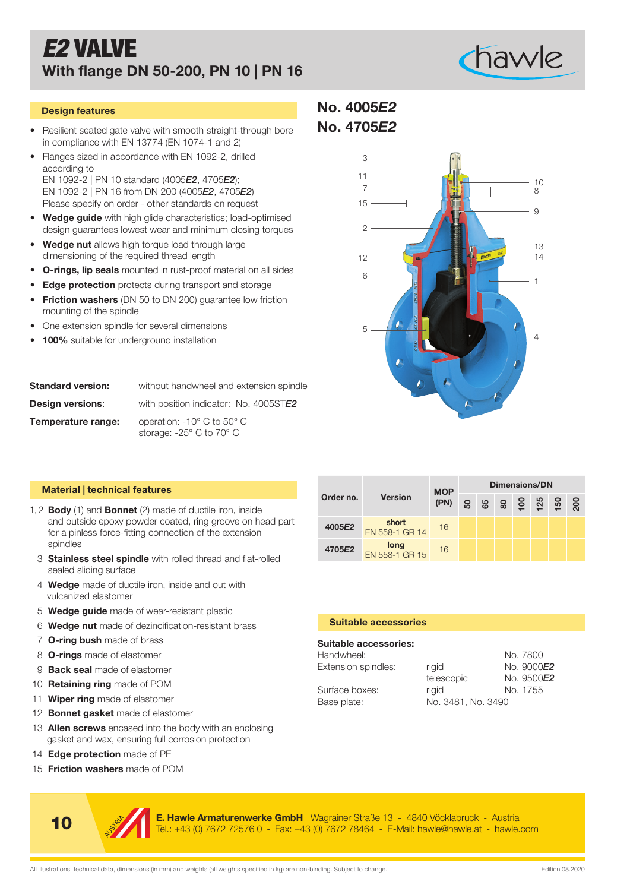# *E2* VALVE

## With flange DN 50-200, PN 10 | PN 16

### Design features

- Resilient seated gate valve with smooth straight-through bore in compliance with EN 13774 (EN 1074-1 and 2)
- Flanges sized in accordance with EN 1092-2, drilled according to  
  EN 1092-2 | PN 10 standard (4005***E2***, 4705***E2***);  
  EN 1092-2 | PN 16 from DN 200 (4005***E2***, 4705***E2***)  
  Please specify on order - other standards on request
- **Wedge guide** with high glide characteristics; load-optimised design guarantees lowest wear and minimum closing torques
- **Wedge nut** allows high torque load through large dimensioning of the required thread length
- **O-rings, lip seals** mounted in rust-proof material on all sides
- **Edge protection** protects during transport and storage
- **Friction washers** (DN 50 to DN 200) guarantee low friction mounting of the spindle
- One extension spindle for several dimensions
- **100%** suitable for underground installation

**Standard version:** without handwheel and extension spindle

**Design versions:** with position indicator: No. 4005ST***E2***

**Temperature range:** operation: -10° C to 50° C  
storage: -25° C to 70° C

## No. 4005*E2*
## No. 4705*E2*

### Material | technical features

1, 2 **Body** (1) and **Bonnet** (2) made of ductile iron, inside and outside epoxy powder coated, ring groove on head part for a pinless force-fitting connection of the extension spindles  
3 **Stainless steel spindle** with rolled thread and flat-rolled sealed sliding surface  
4 **Wedge** made of ductile iron, inside and out with vulcanized elastomer  
5 **Wedge guide** made of wear-resistant plastic  
6 **Wedge nut** made of dezincification-resistant brass  
7 **O-ring bush** made of brass  
8 **O-rings** made of elastomer  
9 **Back seal** made of elastomer  
10 **Retaining ring** made of POM  
11 **Wiper ring** made of elastomer  
12 **Bonnet gasket** made of elastomer  
13 **Allen screws** encased into the body with an enclosing gasket and wax, ensuring full corrosion protection  
14 **Edge protection** made of PE  
15 **Friction washers** made of POM

| Order no. | Version | MOP (PN) | Dimensions/DN | | | | | | |
|---|---|---|---|---|---|---|---|---|---|
| | | | 50 | 65 | 80 | 100 | 125 | 150 | 200 |
| 4005***E2*** | **short** EN 558-1 GR 14 | 16 | | | | | | | |
| 4705***E2*** | **long** EN 558-1 GR 15 | 16 | | | | | | | |

### Suitable accessories

**Suitable accessories:**

| | | |
|---|---|---|
| Handwheel: | | No. 7800 |
| Extension spindles: | rigid | No. 9000***E2*** |
| | telescopic | No. 9500***E2*** |
| Surface boxes: | rigid | No. 1755 |
| Base plate: | No. 3481, No. 3490 | |

**E. Hawle Armaturenwerke GmbH** Wagrainer Straße 13 - 4840 Vöcklabruck - Austria  
Tel.: +43 (0) 7672 72576 0 - Fax: +43 (0) 7672 78464 - E-Mail: hawle@hawle.at - hawle.com

All illustrations, technical data, dimensions (in mm) and weights (all weights specified in kg) are non-binding. Subject to change. Edition 08.2020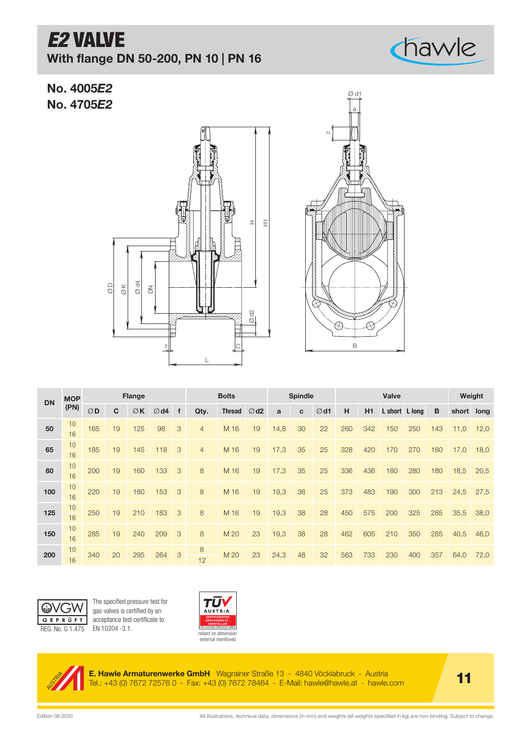# *E2* VALVE

## With flange DN 50-200, PN 10 | PN 16

### No. 4005*E2*
### No. 4705*E2*

| DN | MOP (PN) | Flange | | | | | Bolts | | | Spindle | | | Valve | | | | | Weight | |
|---|---|---|---|---|---|---|---|---|---|---|---|---|---|---|---|---|---|---|---|
| | | ∅D | C | ∅K | ∅d4 | f | Qty. | Thread | ∅d2 | a | c | ∅d1 | H | H1 | L short | L long | B | short | long |
| **50** | 10<br>16 | 165 | 19 | 125 | 98 | 3 | 4 | M 16 | 19 | 14,8 | 30 | 22 | 260 | 342 | 150 | 250 | 143 | 11,0 | 12,0 |
| **65** | 10<br>16 | 185 | 19 | 145 | 118 | 3 | 4 | M 16 | 19 | 17,3 | 35 | 25 | 328 | 420 | 170 | 270 | 180 | 17,0 | 18,0 |
| **80** | 10<br>16 | 200 | 19 | 160 | 133 | 3 | 8 | M 16 | 19 | 17,3 | 35 | 25 | 336 | 436 | 180 | 280 | 180 | 18,5 | 20,5 |
| **100** | 10<br>16 | 220 | 19 | 180 | 153 | 3 | 8 | M 16 | 19 | 19,3 | 38 | 25 | 373 | 483 | 190 | 300 | 213 | 24,5 | 27,5 |
| **125** | 10<br>16 | 250 | 19 | 210 | 183 | 3 | 8 | M 16 | 19 | 19,3 | 38 | 28 | 450 | 575 | 200 | 325 | 285 | 35,5 | 38,0 |
| **150** | 10<br>16 | 285 | 19 | 240 | 209 | 3 | 8 | M 20 | 23 | 19,3 | 38 | 28 | 462 | 605 | 210 | 350 | 285 | 40,5 | 46,0 |
| **200** | 10<br>16 | 340 | 20 | 295 | 264 | 3 | 8<br>12 | M 20 | 23 | 24,3 | 48 | 32 | 563 | 733 | 230 | 400 | 357 | 64,0 | 72,0 |

ÖVGW GEPRÜFT
REG. No. G 1.475

The specified pressure test for gas-valves is certified by an acceptance test certificate to EN 10204 -3.1.

TÜV AUSTRIA – ZERTIFIZIERTER DRUCKGERÄTE-HERSTELLER
reliant on dimension external monitored

**E. Hawle Armaturenwerke GmbH** Wagrainer Straße 13 - 4840 Vöcklabruck - Austria
Tel.: +43 (0) 7672 72576 0 - Fax: +43 (0) 7672 78464 - E-Mail: hawle@hawle.at - hawle.com

Edition 08.2020

All illustrations, technical data, dimensions (in mm) and weights (all weights specified in kg) are non-binding. Subject to change.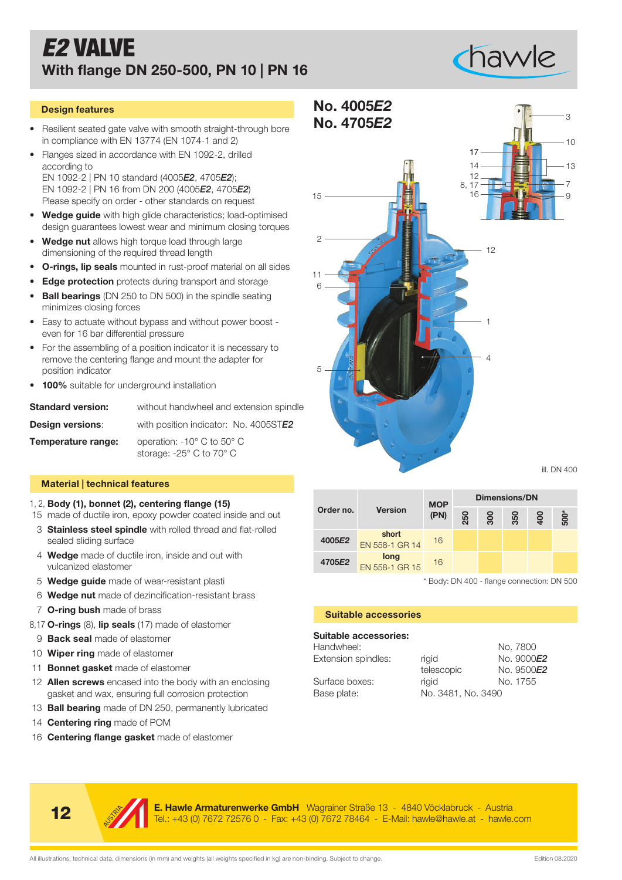# *E2* VALVE

## With flange DN 250-500, PN 10 | PN 16

### Design features

- Resilient seated gate valve with smooth straight-through bore in compliance with EN 13774 (EN 1074-1 and 2)
- Flanges sized in accordance with EN 1092-2, drilled according to
  EN 1092-2 | PN 10 standard (4005*E2*, 4705*E2*);
  EN 1092-2 | PN 16 from DN 200 (4005*E2*, 4705*E2*)
  Please specify on order - other standards on request
- **Wedge guide** with high glide characteristics; load-optimised design guarantees lowest wear and minimum closing torques
- **Wedge nut** allows high torque load through large dimensioning of the required thread length
- **O-rings, lip seals** mounted in rust-proof material on all sides
- **Edge protection** protects during transport and storage
- **Ball bearings** (DN 250 to DN 500) in the spindle seating minimizes closing forces
- Easy to actuate without bypass and without power boost - even for 16 bar differential pressure
- For the assembling of a position indicator it is necessary to remove the centering flange and mount the adapter for position indicator
- **100%** suitable for underground installation

**Standard version:** without handwheel and extension spindle

**Design versions:** with position indicator: No. 4005ST*E2*

**Temperature range:** operation: -10° C to 50° C
storage: -25° C to 70° C

### Material | technical features

1, 2, 15 **Body (1), bonnet (2), centering flange (15)** made of ductile iron, epoxy powder coated inside and out

3 **Stainless steel spindle** with rolled thread and flat-rolled sealed sliding surface

4 **Wedge** made of ductile iron, inside and out with vulcanized elastomer

5 **Wedge guide** made of wear-resistant plasti

6 **Wedge nut** made of dezincification-resistant brass

7 **O-ring bush** made of brass

8,17 **O-rings** (8), **lip seals** (17) made of elastomer

9 **Back seal** made of elastomer

10 **Wiper ring** made of elastomer

11 **Bonnet gasket** made of elastomer

12 **Allen screws** encased into the body with an enclosing gasket and wax, ensuring full corrosion protection

13 **Ball bearing** made of DN 250, permanently lubricated

14 **Centering ring** made of POM

16 **Centering flange gasket** made of elastomer

## No. 4005*E2*
## No. 4705*E2*

ill. DN 400

| Order no. | Version | MOP (PN) | Dimensions/DN | | | | |
|---|---|---|---|---|---|---|---|
| | | | 250 | 300 | 350 | 400 | 500* |
| 4005*E2* | short EN 558-1 GR 14 | 16 | | | | | |
| 4705*E2* | long EN 558-1 GR 15 | 16 | | | | | |

\* Body: DN 400 - flange connection: DN 500

### Suitable accessories

**Suitable accessories:**

| | | |
|---|---|---|
| Handwheel: | | No. 7800 |
| Extension spindles: | rigid | No. 9000*E2* |
| | telescopic | No. 9500*E2* |
| Surface boxes: | rigid | No. 1755 |
| Base plate: | No. 3481, No. 3490 | |

**E. Hawle Armaturenwerke GmbH** Wagrainer Straße 13 - 4840 Vöcklabruck - Austria
Tel.: +43 (0) 7672 72576 0 - Fax: +43 (0) 7672 78464 - E-Mail: hawle@hawle.at - hawle.com

All illustrations, technical data, dimensions (in mm) and weights (all weights specified in kg) are non-binding. Subject to change. Edition 08.2020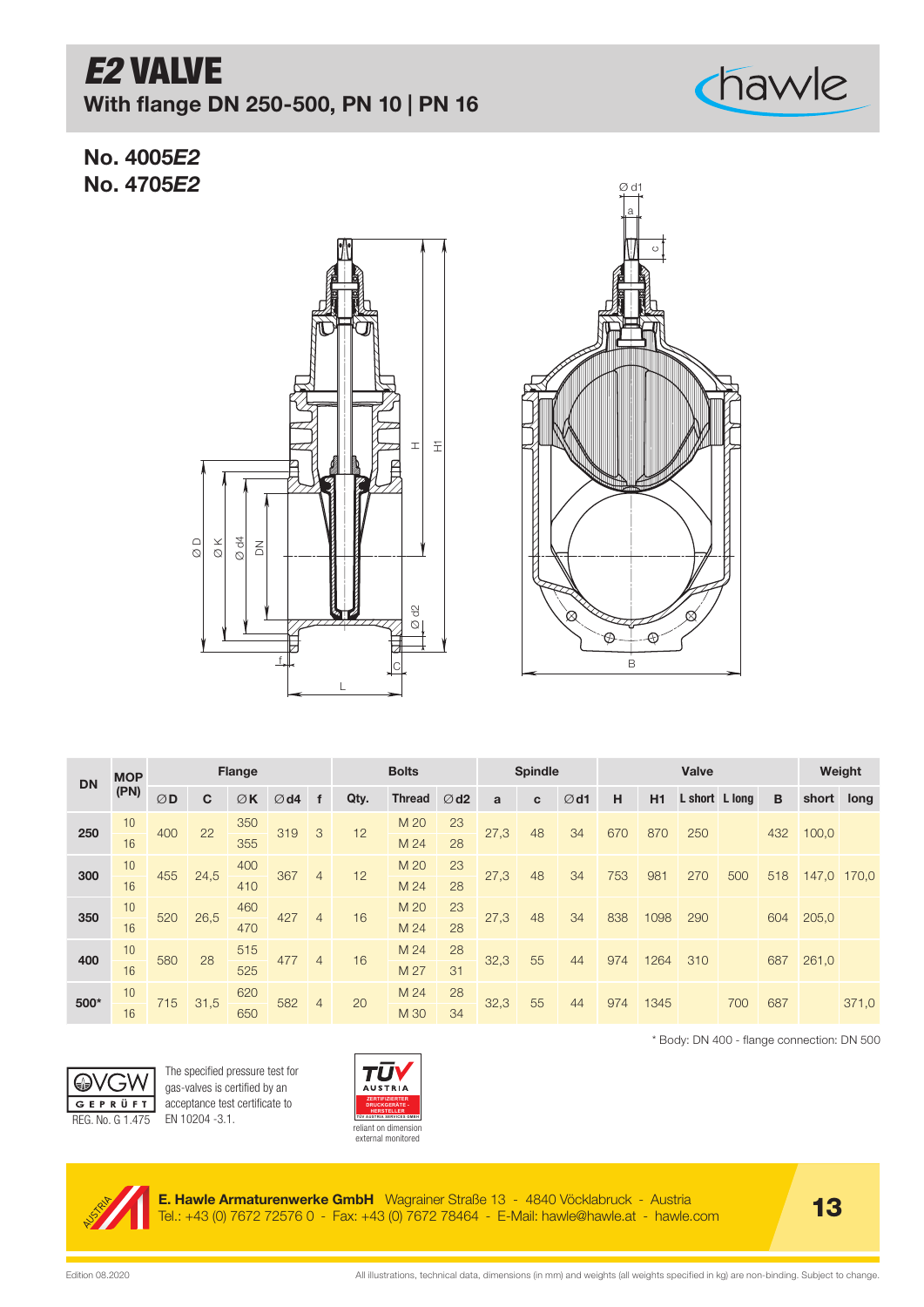# *E2* VALVE

## With flange DN 250-500, PN 10 | PN 16

**No. 4005*E2***
**No. 4705*E2***

Ø d1
a
c
H
H1
Ø D
Ø K
Ø d4
DN
Ø d2
f
C
L
B

| DN | MOP (PN) | Flange | | | | | Bolts | | | Spindle | | | Valve | | | | | Weight | |
|---|---|---|---|---|---|---|---|---|---|---|---|---|---|---|---|---|---|---|---|
| | | ∅D | C | ∅K | ∅d4 | f | Qty. | Thread | ∅d2 | a | c | ∅d1 | H | H1 | L short | L long | B | short | long |
| 250 | 10 | 400 | 22 | 350 | 319 | 3 | 12 | M 20 | 23 | 27,3 | 48 | 34 | 670 | 870 | 250 | | 432 | 100,0 | |
| | 16 | | | 355 | | | | M 24 | 28 | | | | | | | | | | |
| 300 | 10 | 455 | 24,5 | 400 | 367 | 4 | 12 | M 20 | 23 | 27,3 | 48 | 34 | 753 | 981 | 270 | 500 | 518 | 147,0 | 170,0 |
| | 16 | | | 410 | | | | M 24 | 28 | | | | | | | | | | |
| 350 | 10 | 520 | 26,5 | 460 | 427 | 4 | 16 | M 20 | 23 | 27,3 | 48 | 34 | 838 | 1098 | 290 | | 604 | 205,0 | |
| | 16 | | | 470 | | | | M 24 | 28 | | | | | | | | | | |
| 400 | 10 | 580 | 28 | 515 | 477 | 4 | 16 | M 24 | 28 | 32,3 | 55 | 44 | 974 | 1264 | 310 | | 687 | 261,0 | |
| | 16 | | | 525 | | | | M 27 | 31 | | | | | | | | | | |
| 500* | 10 | 715 | 31,5 | 620 | 582 | 4 | 20 | M 24 | 28 | 32,3 | 55 | 44 | 974 | 1345 | | 700 | 687 | | 371,0 |
| | 16 | | | 650 | | | | M 30 | 34 | | | | | | | | | | |

\* Body: DN 400 - flange connection: DN 500

ÖVGW GEPRÜFT
REG. No. G 1.475

The specified pressure test for gas-valves is certified by an acceptance test certificate to EN 10204 -3.1.

TÜV AUSTRIA ZERTIFIZIERTER DRUCKGERÄTE-HERSTELLER
reliant on dimension external monitored

**E. Hawle Armaturenwerke GmbH** Wagrainer Straße 13 - 4840 Vöcklabruck - Austria
Tel.: +43 (0) 7672 72576 0 - Fax: +43 (0) 7672 78464 - E-Mail: hawle@hawle.at - hawle.com

Edition 08.2020

All illustrations, technical data, dimensions (in mm) and weights (all weights specified in kg) are non-binding. Subject to change.